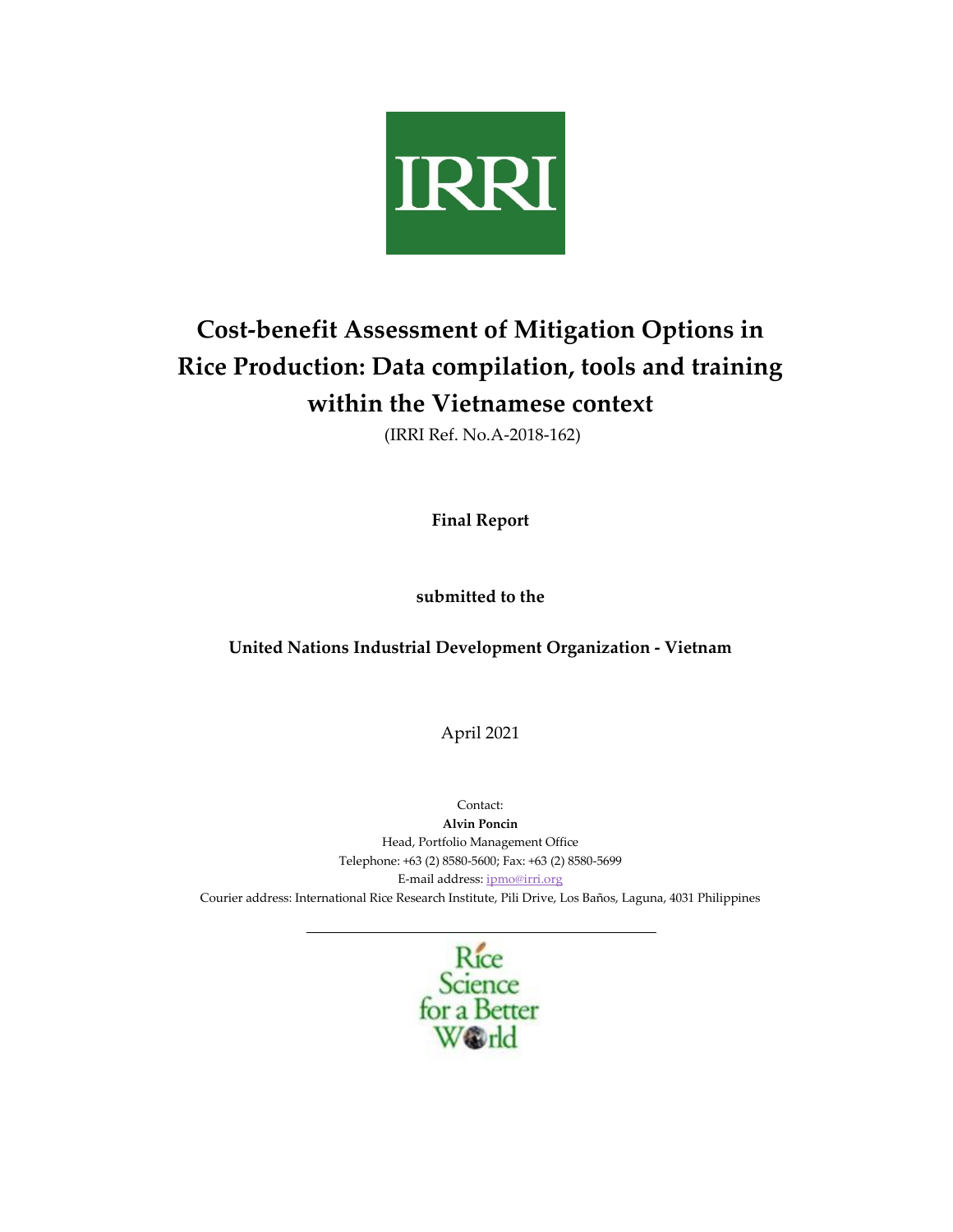IRRI

# Cost-benefit Assessment of Mitigation Options in Rice Production: Data compilation, tools and training within the Vietnamese context

(IRRI Ref. No.A-2018-162)

**Final Report**

**submitted to the**

**United Nations Industrial Development Organization - Vietnam**

April 2021

Contact:
**Alvin Poncin**
Head, Portfolio Management Office
Telephone: +63 (2) 8580-5600; Fax: +63 (2) 8580-5699
E-mail address: ipmo@irri.org
Courier address: International Rice Research Institute, Pili Drive, Los Baños, Laguna, 4031 Philippines

---

Rice Science for a Better World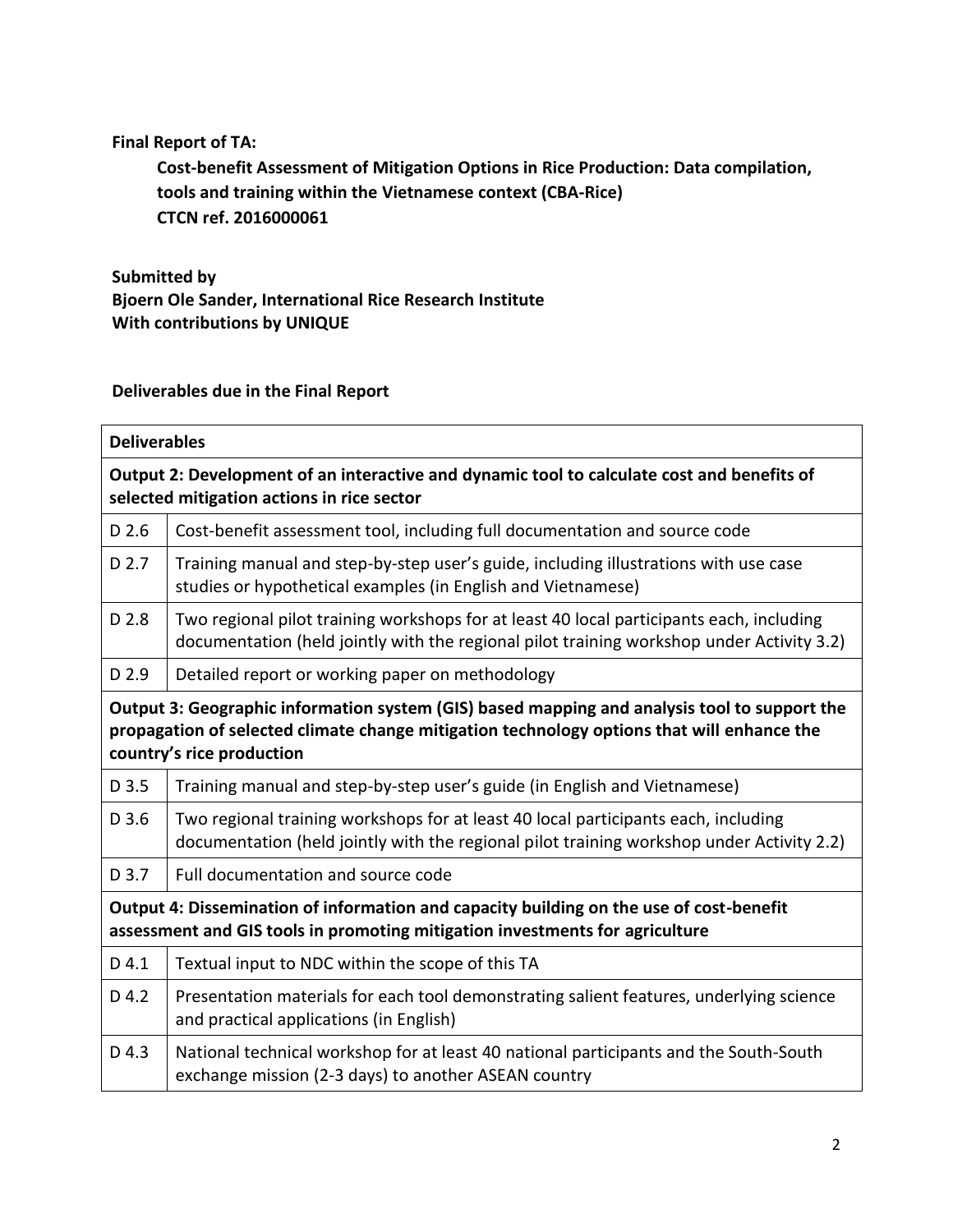**Final Report of TA:**

**Cost-benefit Assessment of Mitigation Options in Rice Production: Data compilation, tools and training within the Vietnamese context (CBA-Rice)**
**CTCN ref. 2016000061**

**Submitted by**
**Bjoern Ole Sander, International Rice Research Institute**
**With contributions by UNIQUE**

**Deliverables due in the Final Report**

| **Deliverables** | |
|---|---|
| **Output 2: Development of an interactive and dynamic tool to calculate cost and benefits of selected mitigation actions in rice sector** | |
| D 2.6 | Cost-benefit assessment tool, including full documentation and source code |
| D 2.7 | Training manual and step-by-step user's guide, including illustrations with use case studies or hypothetical examples (in English and Vietnamese) |
| D 2.8 | Two regional pilot training workshops for at least 40 local participants each, including documentation (held jointly with the regional pilot training workshop under Activity 3.2) |
| D 2.9 | Detailed report or working paper on methodology |
| **Output 3: Geographic information system (GIS) based mapping and analysis tool to support the propagation of selected climate change mitigation technology options that will enhance the country's rice production** | |
| D 3.5 | Training manual and step-by-step user's guide (in English and Vietnamese) |
| D 3.6 | Two regional training workshops for at least 40 local participants each, including documentation (held jointly with the regional pilot training workshop under Activity 2.2) |
| D 3.7 | Full documentation and source code |
| **Output 4: Dissemination of information and capacity building on the use of cost-benefit assessment and GIS tools in promoting mitigation investments for agriculture** | |
| D 4.1 | Textual input to NDC within the scope of this TA |
| D 4.2 | Presentation materials for each tool demonstrating salient features, underlying science and practical applications (in English) |
| D 4.3 | National technical workshop for at least 40 national participants and the South-South exchange mission (2-3 days) to another ASEAN country |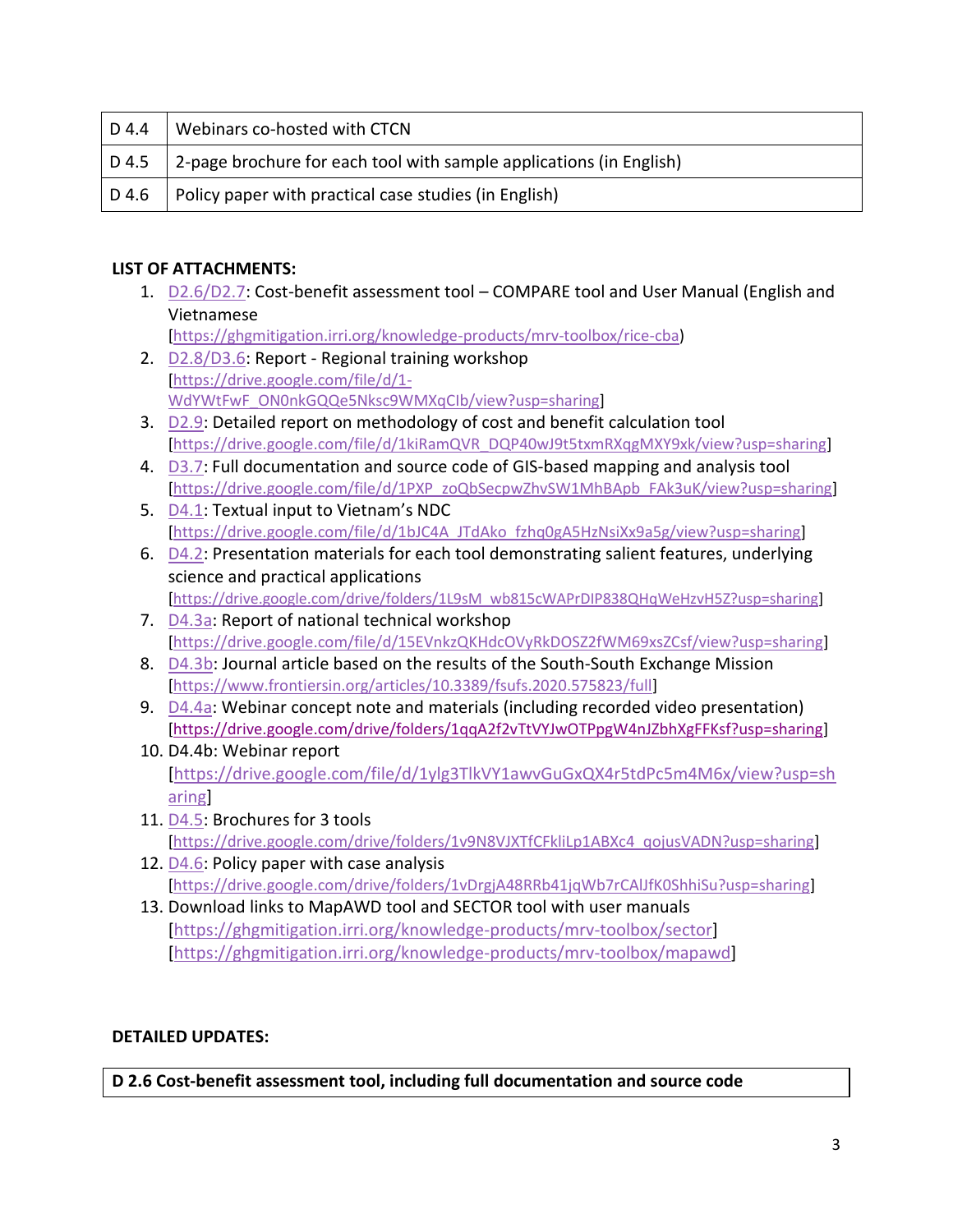| D 4.4 | Webinars co-hosted with CTCN |
|---|---|
| D 4.5 | 2-page brochure for each tool with sample applications (in English) |
| D 4.6 | Policy paper with practical case studies (in English) |

**LIST OF ATTACHMENTS:**

1. D2.6/D2.7: Cost-benefit assessment tool – COMPARE tool and User Manual (English and Vietnamese [https://ghgmitigation.irri.org/knowledge-products/mrv-toolbox/rice-cba)
2. D2.8/D3.6: Report - Regional training workshop [https://drive.google.com/file/d/1-WdYWtFwF_ON0nkGQQe5Nksc9WMXqClb/view?usp=sharing]
3. D2.9: Detailed report on methodology of cost and benefit calculation tool [https://drive.google.com/file/d/1kiRamQVR_DQP40wJ9t5txmRXqgMXY9xk/view?usp=sharing]
4. D3.7: Full documentation and source code of GIS-based mapping and analysis tool [https://drive.google.com/file/d/1PXP_zoQbSecpwZhvSW1MhBApb_FAk3uK/view?usp=sharing]
5. D4.1: Textual input to Vietnam's NDC [https://drive.google.com/file/d/1bJC4A_JTdAko_fzhq0gA5HzNsiXx9a5g/view?usp=sharing]
6. D4.2: Presentation materials for each tool demonstrating salient features, underlying science and practical applications [https://drive.google.com/drive/folders/1L9sM_wb815cWAPrDIP838QHqWeHzvH5Z?usp=sharing]
7. D4.3a: Report of national technical workshop [https://drive.google.com/file/d/15EVnkzQKHdcOVyRkDOSZ2fWM69xsZCsf/view?usp=sharing]
8. D4.3b: Journal article based on the results of the South-South Exchange Mission [https://www.frontiersin.org/articles/10.3389/fsufs.2020.575823/full]
9. D4.4a: Webinar concept note and materials (including recorded video presentation) [https://drive.google.com/drive/folders/1qqA2f2vTtVYJwOTPpgW4nJZbhXgFFKsf?usp=sharing]
10. D4.4b: Webinar report [https://drive.google.com/file/d/1ylg3TlkVY1awvGuGxQX4r5tdPc5m4M6x/view?usp=sharing]
11. D4.5: Brochures for 3 tools [https://drive.google.com/drive/folders/1v9N8VJXTfCFkliLp1ABXc4_qojusVADN?usp=sharing]
12. D4.6: Policy paper with case analysis [https://drive.google.com/drive/folders/1vDrgjA48RRb41jqWb7rCAlJfK0ShhiSu?usp=sharing]
13. Download links to MapAWD tool and SECTOR tool with user manuals [https://ghgmitigation.irri.org/knowledge-products/mrv-toolbox/sector] [https://ghgmitigation.irri.org/knowledge-products/mrv-toolbox/mapawd]

**DETAILED UPDATES:**

| **D 2.6 Cost-benefit assessment tool, including full documentation and source code** |
|---|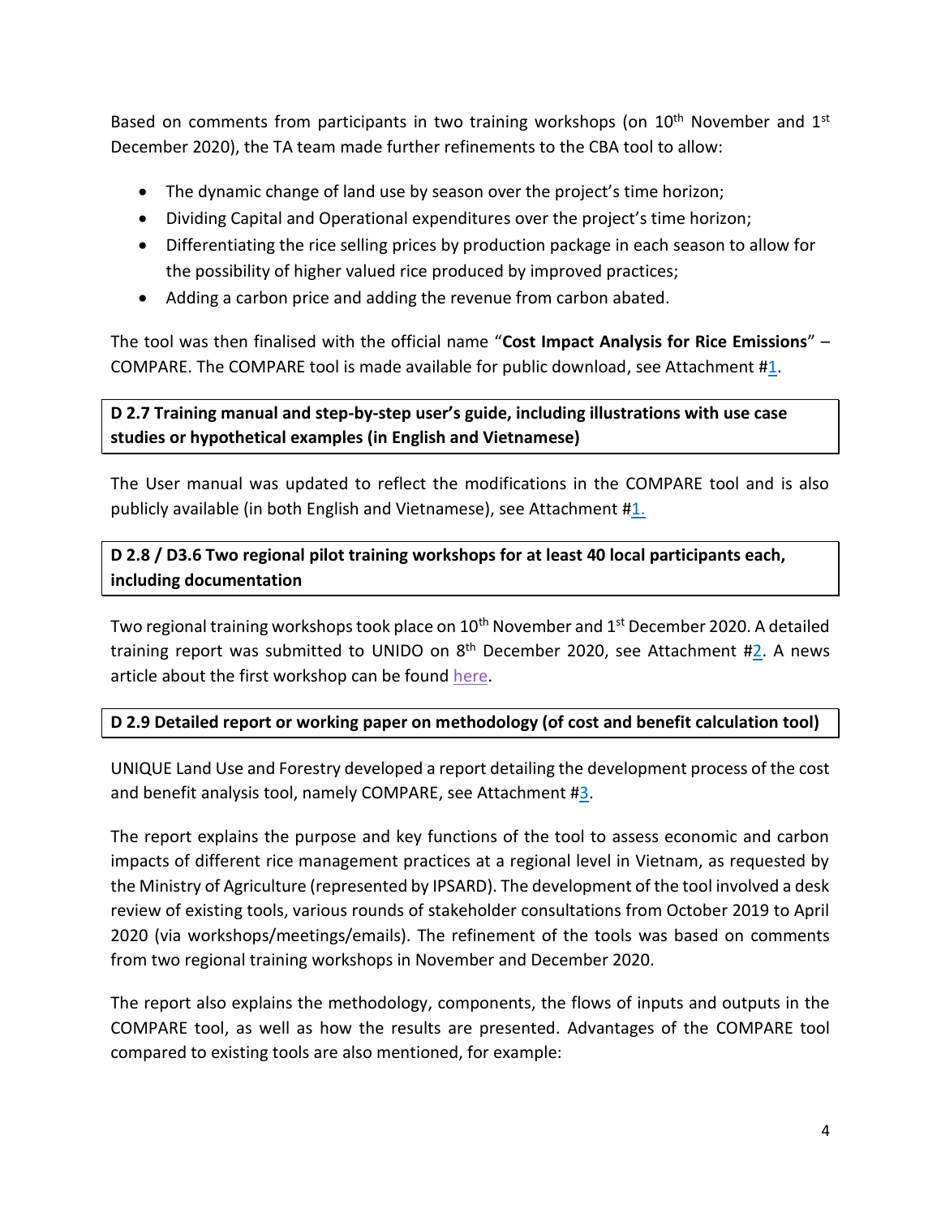Based on comments from participants in two training workshops (on 10th November and 1st December 2020), the TA team made further refinements to the CBA tool to allow:

- The dynamic change of land use by season over the project's time horizon;
- Dividing Capital and Operational expenditures over the project's time horizon;
- Differentiating the rice selling prices by production package in each season to allow for the possibility of higher valued rice produced by improved practices;
- Adding a carbon price and adding the revenue from carbon abated.

The tool was then finalised with the official name "**Cost Impact Analysis for Rice Emissions**" – COMPARE. The COMPARE tool is made available for public download, see Attachment #1.

**D 2.7 Training manual and step-by-step user's guide, including illustrations with use case studies or hypothetical examples (in English and Vietnamese)**

The User manual was updated to reflect the modifications in the COMPARE tool and is also publicly available (in both English and Vietnamese), see Attachment #1.

**D 2.8 / D3.6 Two regional pilot training workshops for at least 40 local participants each, including documentation**

Two regional training workshops took place on 10th November and 1st December 2020. A detailed training report was submitted to UNIDO on 8th December 2020, see Attachment #2. A news article about the first workshop can be found here.

**D 2.9 Detailed report or working paper on methodology (of cost and benefit calculation tool)**

UNIQUE Land Use and Forestry developed a report detailing the development process of the cost and benefit analysis tool, namely COMPARE, see Attachment #3.

The report explains the purpose and key functions of the tool to assess economic and carbon impacts of different rice management practices at a regional level in Vietnam, as requested by the Ministry of Agriculture (represented by IPSARD). The development of the tool involved a desk review of existing tools, various rounds of stakeholder consultations from October 2019 to April 2020 (via workshops/meetings/emails). The refinement of the tools was based on comments from two regional training workshops in November and December 2020.

The report also explains the methodology, components, the flows of inputs and outputs in the COMPARE tool, as well as how the results are presented. Advantages of the COMPARE tool compared to existing tools are also mentioned, for example: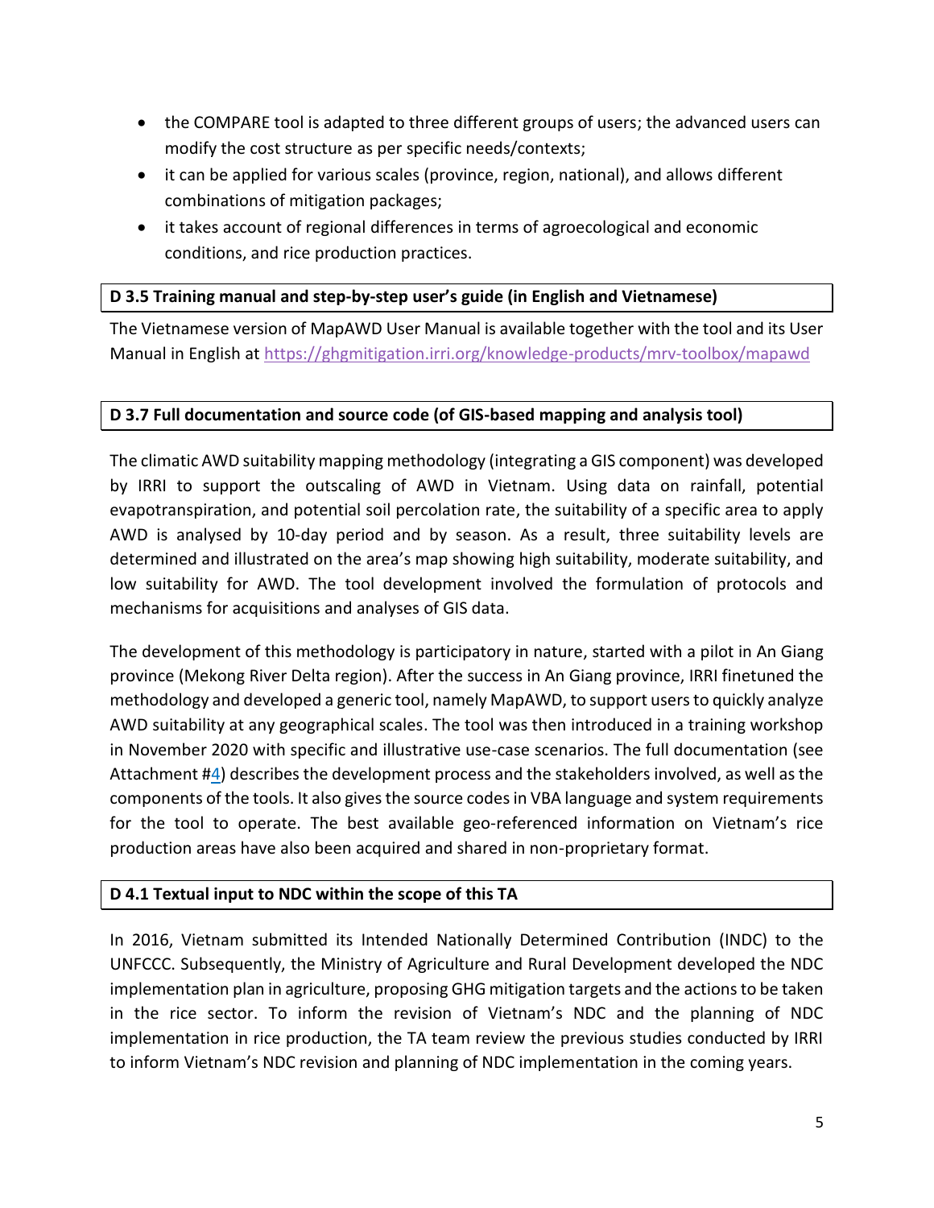- the COMPARE tool is adapted to three different groups of users; the advanced users can modify the cost structure as per specific needs/contexts;
- it can be applied for various scales (province, region, national), and allows different combinations of mitigation packages;
- it takes account of regional differences in terms of agroecological and economic conditions, and rice production practices.

**D 3.5 Training manual and step-by-step user's guide (in English and Vietnamese)**

The Vietnamese version of MapAWD User Manual is available together with the tool and its User Manual in English at https://ghgmitigation.irri.org/knowledge-products/mrv-toolbox/mapawd

**D 3.7 Full documentation and source code (of GIS-based mapping and analysis tool)**

The climatic AWD suitability mapping methodology (integrating a GIS component) was developed by IRRI to support the outscaling of AWD in Vietnam. Using data on rainfall, potential evapotranspiration, and potential soil percolation rate, the suitability of a specific area to apply AWD is analysed by 10-day period and by season. As a result, three suitability levels are determined and illustrated on the area's map showing high suitability, moderate suitability, and low suitability for AWD. The tool development involved the formulation of protocols and mechanisms for acquisitions and analyses of GIS data.

The development of this methodology is participatory in nature, started with a pilot in An Giang province (Mekong River Delta region). After the success in An Giang province, IRRI finetuned the methodology and developed a generic tool, namely MapAWD, to support users to quickly analyze AWD suitability at any geographical scales. The tool was then introduced in a training workshop in November 2020 with specific and illustrative use-case scenarios. The full documentation (see Attachment #4) describes the development process and the stakeholders involved, as well as the components of the tools. It also gives the source codes in VBA language and system requirements for the tool to operate. The best available geo-referenced information on Vietnam's rice production areas have also been acquired and shared in non-proprietary format.

**D 4.1 Textual input to NDC within the scope of this TA**

In 2016, Vietnam submitted its Intended Nationally Determined Contribution (INDC) to the UNFCCC. Subsequently, the Ministry of Agriculture and Rural Development developed the NDC implementation plan in agriculture, proposing GHG mitigation targets and the actions to be taken in the rice sector. To inform the revision of Vietnam's NDC and the planning of NDC implementation in rice production, the TA team review the previous studies conducted by IRRI to inform Vietnam's NDC revision and planning of NDC implementation in the coming years.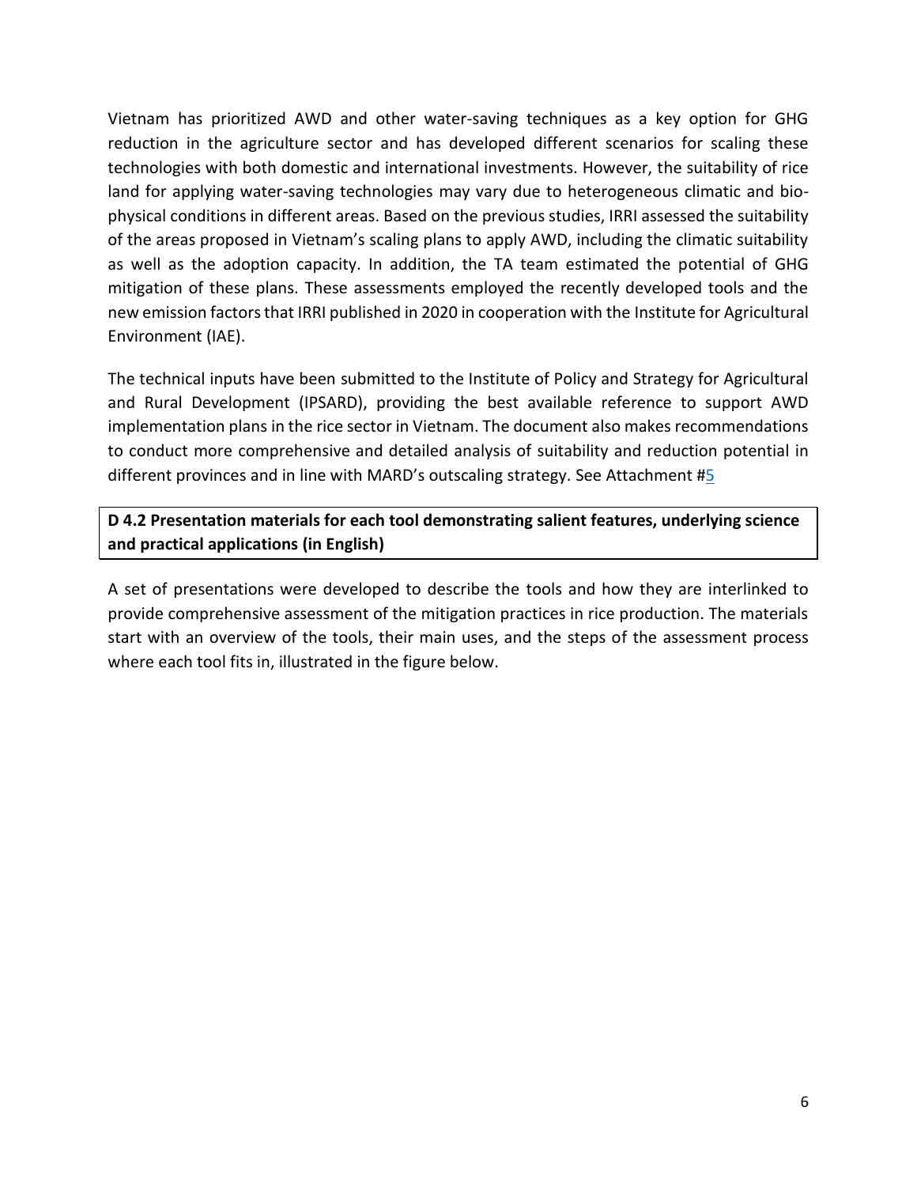Vietnam has prioritized AWD and other water-saving techniques as a key option for GHG reduction in the agriculture sector and has developed different scenarios for scaling these technologies with both domestic and international investments. However, the suitability of rice land for applying water-saving technologies may vary due to heterogeneous climatic and bio-physical conditions in different areas. Based on the previous studies, IRRI assessed the suitability of the areas proposed in Vietnam's scaling plans to apply AWD, including the climatic suitability as well as the adoption capacity. In addition, the TA team estimated the potential of GHG mitigation of these plans. These assessments employed the recently developed tools and the new emission factors that IRRI published in 2020 in cooperation with the Institute for Agricultural Environment (IAE).

The technical inputs have been submitted to the Institute of Policy and Strategy for Agricultural and Rural Development (IPSARD), providing the best available reference to support AWD implementation plans in the rice sector in Vietnam. The document also makes recommendations to conduct more comprehensive and detailed analysis of suitability and reduction potential in different provinces and in line with MARD's outscaling strategy. See Attachment #5

**D 4.2 Presentation materials for each tool demonstrating salient features, underlying science and practical applications (in English)**

A set of presentations were developed to describe the tools and how they are interlinked to provide comprehensive assessment of the mitigation practices in rice production. The materials start with an overview of the tools, their main uses, and the steps of the assessment process where each tool fits in, illustrated in the figure below.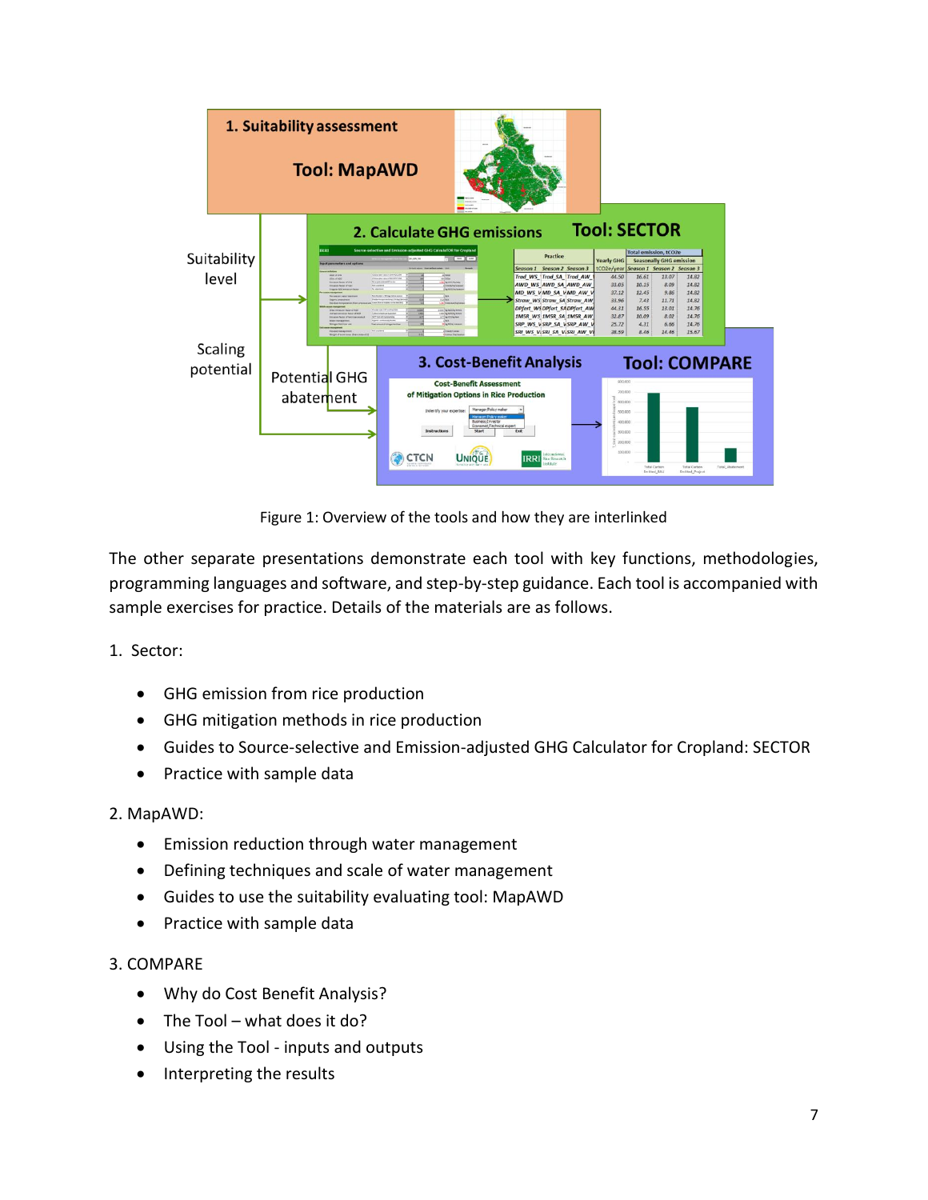Figure 1: Overview of the tools and how they are interlinked

The other separate presentations demonstrate each tool with key functions, methodologies, programming languages and software, and step-by-step guidance. Each tool is accompanied with sample exercises for practice. Details of the materials are as follows.

1. Sector:

- GHG emission from rice production
- GHG mitigation methods in rice production
- Guides to Source-selective and Emission-adjusted GHG Calculator for Cropland: SECTOR
- Practice with sample data

2. MapAWD:

- Emission reduction through water management
- Defining techniques and scale of water management
- Guides to use the suitability evaluating tool: MapAWD
- Practice with sample data

3. COMPARE

- Why do Cost Benefit Analysis?
- The Tool – what does it do?
- Using the Tool - inputs and outputs
- Interpreting the results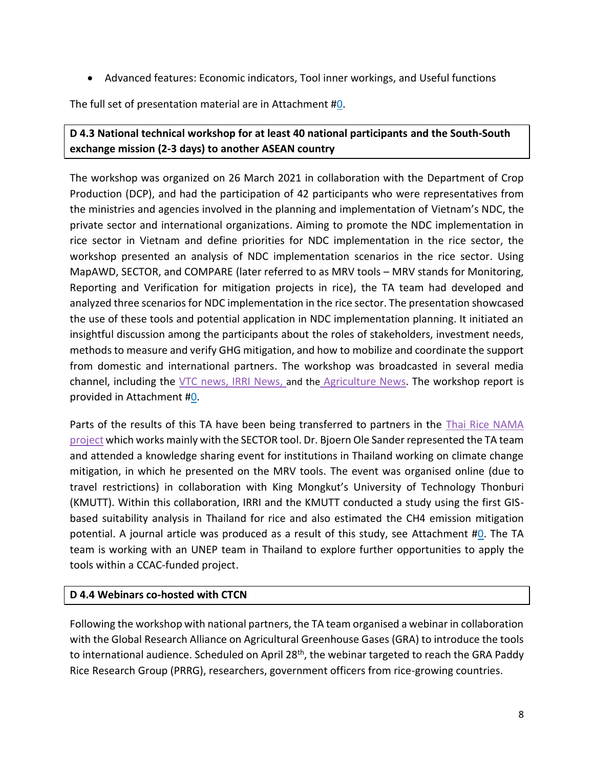- Advanced features: Economic indicators, Tool inner workings, and Useful functions

The full set of presentation material are in Attachment #0.

**D 4.3 National technical workshop for at least 40 national participants and the South-South exchange mission (2-3 days) to another ASEAN country**

The workshop was organized on 26 March 2021 in collaboration with the Department of Crop Production (DCP), and had the participation of 42 participants who were representatives from the ministries and agencies involved in the planning and implementation of Vietnam's NDC, the private sector and international organizations. Aiming to promote the NDC implementation in rice sector in Vietnam and define priorities for NDC implementation in the rice sector, the workshop presented an analysis of NDC implementation scenarios in the rice sector. Using MapAWD, SECTOR, and COMPARE (later referred to as MRV tools – MRV stands for Monitoring, Reporting and Verification for mitigation projects in rice), the TA team had developed and analyzed three scenarios for NDC implementation in the rice sector. The presentation showcased the use of these tools and potential application in NDC implementation planning. It initiated an insightful discussion among the participants about the roles of stakeholders, investment needs, methods to measure and verify GHG mitigation, and how to mobilize and coordinate the support from domestic and international partners. The workshop was broadcasted in several media channel, including the VTC news, IRRI News, and the Agriculture News. The workshop report is provided in Attachment #0.

Parts of the results of this TA have been being transferred to partners in the Thai Rice NAMA project which works mainly with the SECTOR tool. Dr. Bjoern Ole Sander represented the TA team and attended a knowledge sharing event for institutions in Thailand working on climate change mitigation, in which he presented on the MRV tools. The event was organised online (due to travel restrictions) in collaboration with King Mongkut's University of Technology Thonburi (KMUTT). Within this collaboration, IRRI and the KMUTT conducted a study using the first GIS-based suitability analysis in Thailand for rice and also estimated the $CH_4$ emission mitigation potential. A journal article was produced as a result of this study, see Attachment #0. The TA team is working with an UNEP team in Thailand to explore further opportunities to apply the tools within a CCAC-funded project.

**D 4.4 Webinars co-hosted with CTCN**

Following the workshop with national partners, the TA team organised a webinar in collaboration with the Global Research Alliance on Agricultural Greenhouse Gases (GRA) to introduce the tools to international audience. Scheduled on April 28th, the webinar targeted to reach the GRA Paddy Rice Research Group (PRRG), researchers, government officers from rice-growing countries.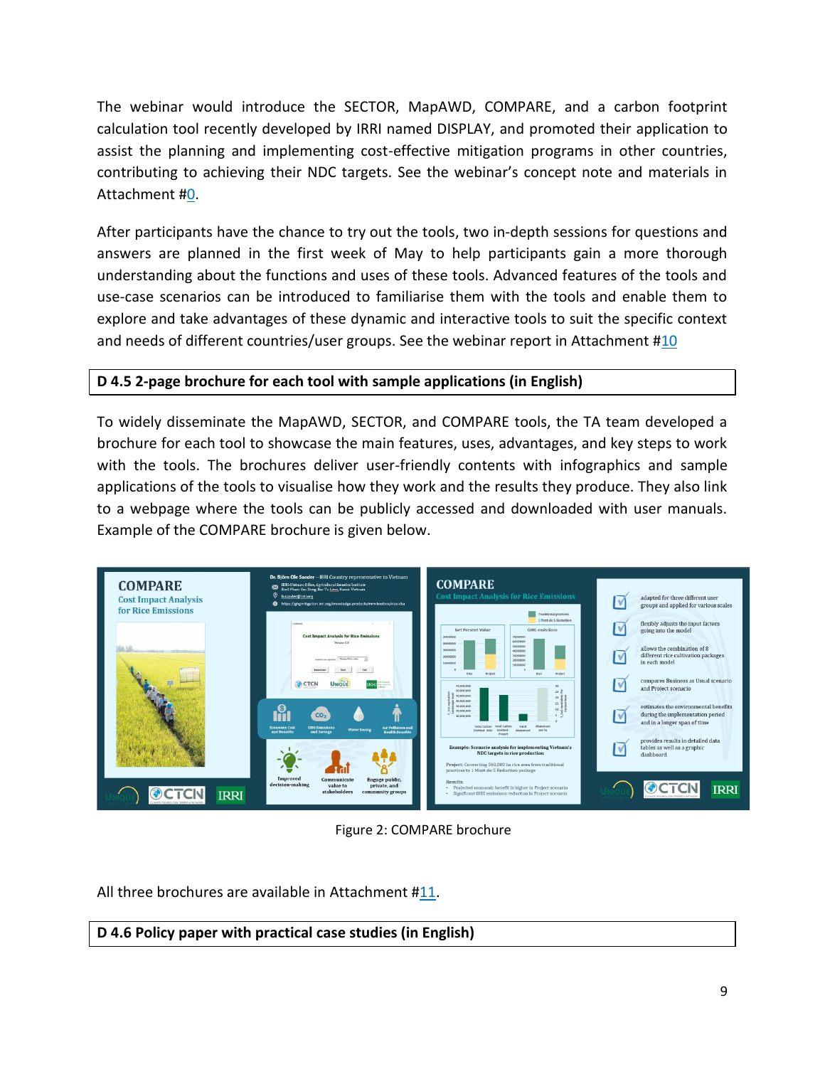The webinar would introduce the SECTOR, MapAWD, COMPARE, and a carbon footprint calculation tool recently developed by IRRI named DISPLAY, and promoted their application to assist the planning and implementing cost-effective mitigation programs in other countries, contributing to achieving their NDC targets. See the webinar's concept note and materials in Attachment #0.

After participants have the chance to try out the tools, two in-depth sessions for questions and answers are planned in the first week of May to help participants gain a more thorough understanding about the functions and uses of these tools. Advanced features of the tools and use-case scenarios can be introduced to familiarise them with the tools and enable them to explore and take advantages of these dynamic and interactive tools to suit the specific context and needs of different countries/user groups. See the webinar report in Attachment #10

**D 4.5 2-page brochure for each tool with sample applications (in English)**

To widely disseminate the MapAWD, SECTOR, and COMPARE tools, the TA team developed a brochure for each tool to showcase the main features, uses, advantages, and key steps to work with the tools. The brochures deliver user-friendly contents with infographics and sample applications of the tools to visualise how they work and the results they produce. They also link to a webpage where the tools can be publicly accessed and downloaded with user manuals. Example of the COMPARE brochure is given below.

Figure 2: COMPARE brochure

All three brochures are available in Attachment #11.

**D 4.6 Policy paper with practical case studies (in English)**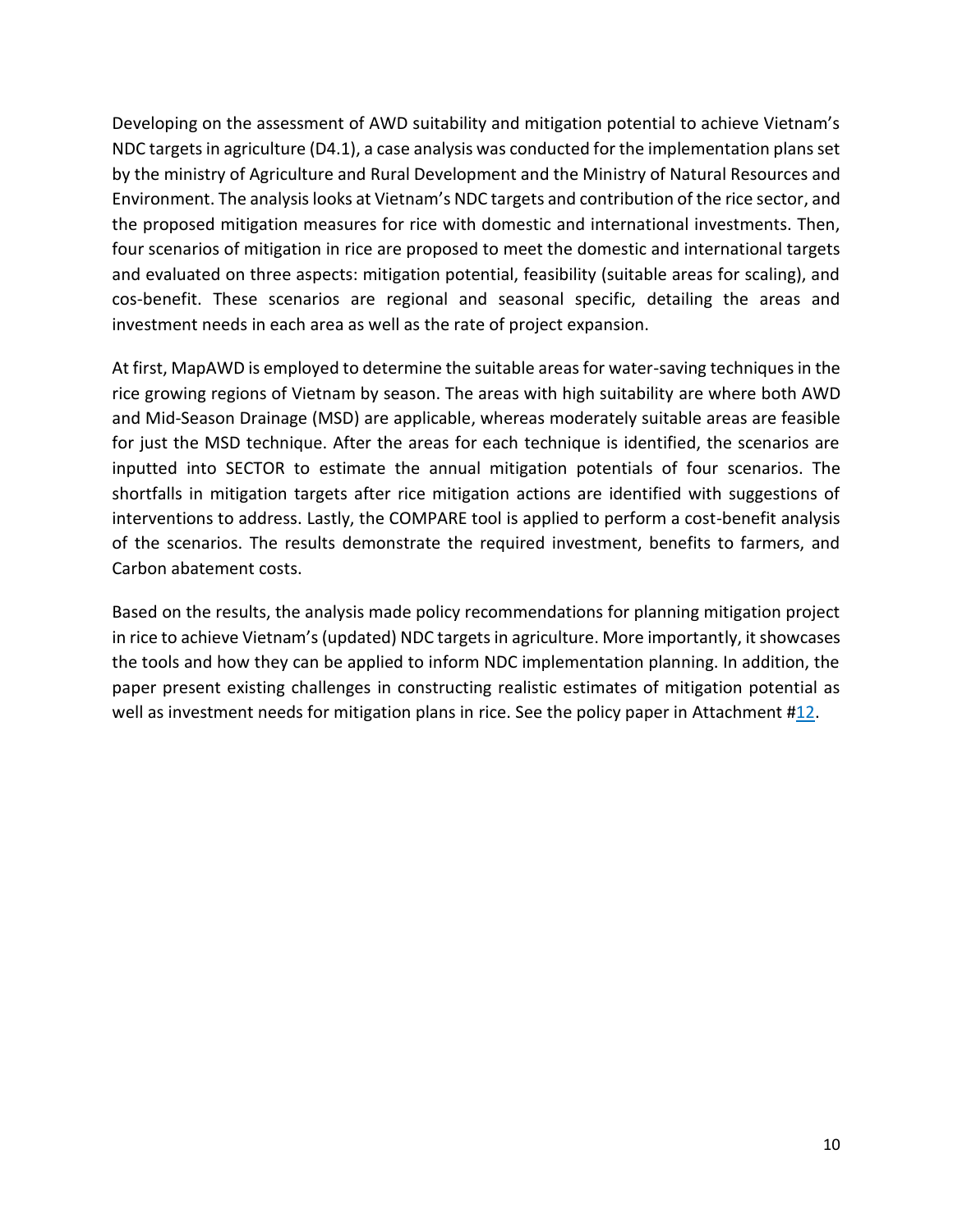Developing on the assessment of AWD suitability and mitigation potential to achieve Vietnam's NDC targets in agriculture (D4.1), a case analysis was conducted for the implementation plans set by the ministry of Agriculture and Rural Development and the Ministry of Natural Resources and Environment. The analysis looks at Vietnam's NDC targets and contribution of the rice sector, and the proposed mitigation measures for rice with domestic and international investments. Then, four scenarios of mitigation in rice are proposed to meet the domestic and international targets and evaluated on three aspects: mitigation potential, feasibility (suitable areas for scaling), and cos-benefit. These scenarios are regional and seasonal specific, detailing the areas and investment needs in each area as well as the rate of project expansion.

At first, MapAWD is employed to determine the suitable areas for water-saving techniques in the rice growing regions of Vietnam by season. The areas with high suitability are where both AWD and Mid-Season Drainage (MSD) are applicable, whereas moderately suitable areas are feasible for just the MSD technique. After the areas for each technique is identified, the scenarios are inputted into SECTOR to estimate the annual mitigation potentials of four scenarios. The shortfalls in mitigation targets after rice mitigation actions are identified with suggestions of interventions to address. Lastly, the COMPARE tool is applied to perform a cost-benefit analysis of the scenarios. The results demonstrate the required investment, benefits to farmers, and Carbon abatement costs.

Based on the results, the analysis made policy recommendations for planning mitigation project in rice to achieve Vietnam's (updated) NDC targets in agriculture. More importantly, it showcases the tools and how they can be applied to inform NDC implementation planning. In addition, the paper present existing challenges in constructing realistic estimates of mitigation potential as well as investment needs for mitigation plans in rice. See the policy paper in Attachment #12.